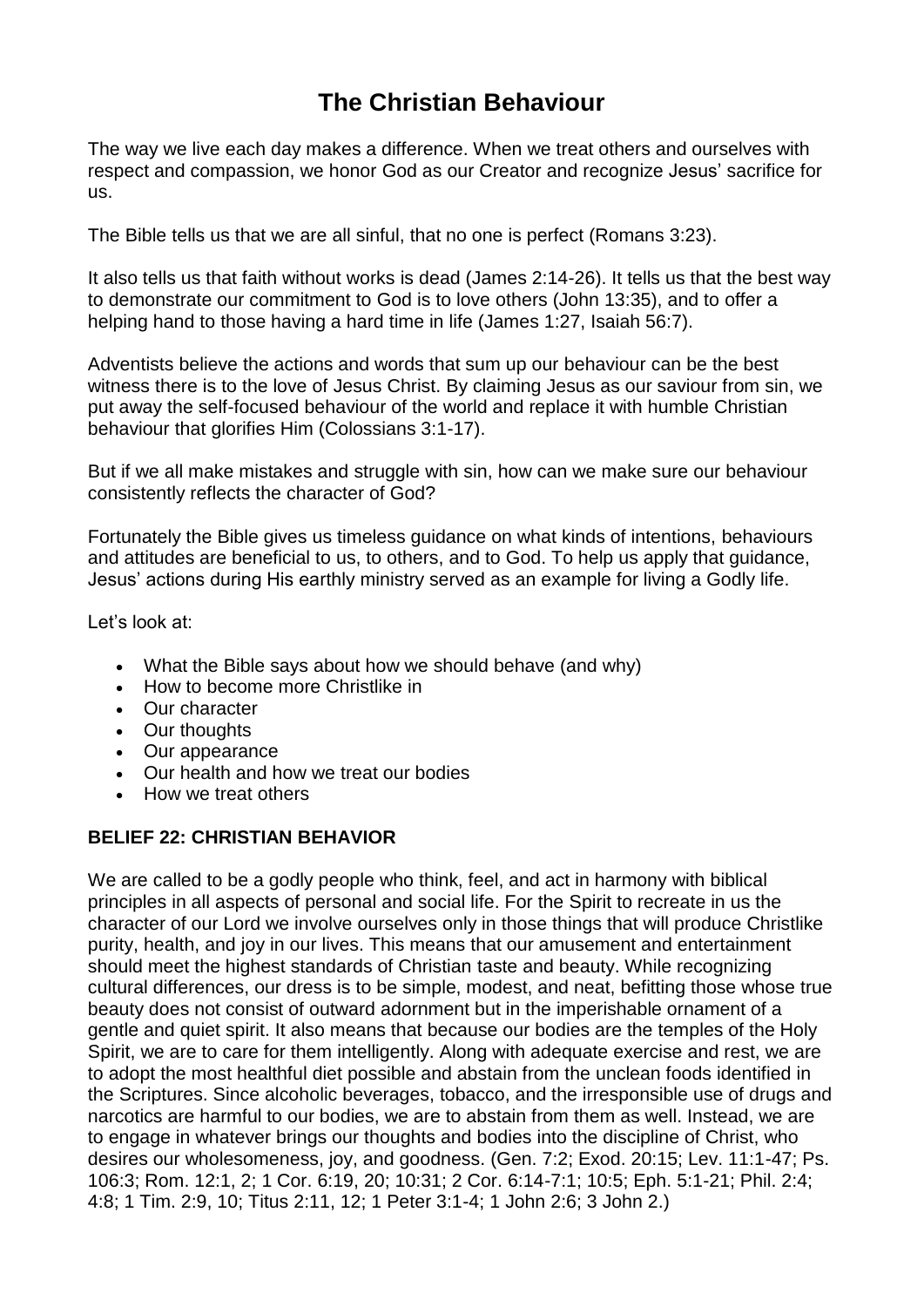# The Christian Behaviour

The way we live each day makes a difference. When we treat others and ourselves with respect and compassion, we honor God as our Creator and recognize Jesus' sacrifice for us.

The Bible tells us that we are all sinful, that no one is perfect (Romans 3:23).

It also tells us that faith without works is dead (James 2:14-26). It tells us that the best way to demonstrate our commitment to God is to love others (John 13:35), and to offer a helping hand to those having a hard time in life (James 1:27, Isaiah 56:7).

Adventists believe the actions and words that sum up our behaviour can be the best witness there is to the love of Jesus Christ. By claiming Jesus as our saviour from sin, we put away the self-focused behaviour of the world and replace it with humble Christian behaviour that glorifies Him (Colossians 3:1-17).

But if we all make mistakes and struggle with sin, how can we make sure our behaviour consistently reflects the character of God?

Fortunately the Bible gives us timeless guidance on what kinds of intentions, behaviours and attitudes are beneficial to us, to others, and to God. To help us apply that guidance, Jesus' actions during His earthly ministry served as an example for living a Godly life.

Let's look at:

- What the Bible says about how we should behave (and why)
- How to become more Christlike in
- Our character
- Our thoughts
- Our appearance
- Our health and how we treat our bodies
- How we treat others

**BELIEF 22: CHRISTIAN BEHAVIOR**

We are called to be a godly people who think, feel, and act in harmony with biblical principles in all aspects of personal and social life. For the Spirit to recreate in us the character of our Lord we involve ourselves only in those things that will produce Christlike purity, health, and joy in our lives. This means that our amusement and entertainment should meet the highest standards of Christian taste and beauty. While recognizing cultural differences, our dress is to be simple, modest, and neat, befitting those whose true beauty does not consist of outward adornment but in the imperishable ornament of a gentle and quiet spirit. It also means that because our bodies are the temples of the Holy Spirit, we are to care for them intelligently. Along with adequate exercise and rest, we are to adopt the most healthful diet possible and abstain from the unclean foods identified in the Scriptures. Since alcoholic beverages, tobacco, and the irresponsible use of drugs and narcotics are harmful to our bodies, we are to abstain from them as well. Instead, we are to engage in whatever brings our thoughts and bodies into the discipline of Christ, who desires our wholesomeness, joy, and goodness. (Gen. 7:2; Exod. 20:15; Lev. 11:1-47; Ps. 106:3; Rom. 12:1, 2; 1 Cor. 6:19, 20; 10:31; 2 Cor. 6:14-7:1; 10:5; Eph. 5:1-21; Phil. 2:4; 4:8; 1 Tim. 2:9, 10; Titus 2:11, 12; 1 Peter 3:1-4; 1 John 2:6; 3 John 2.)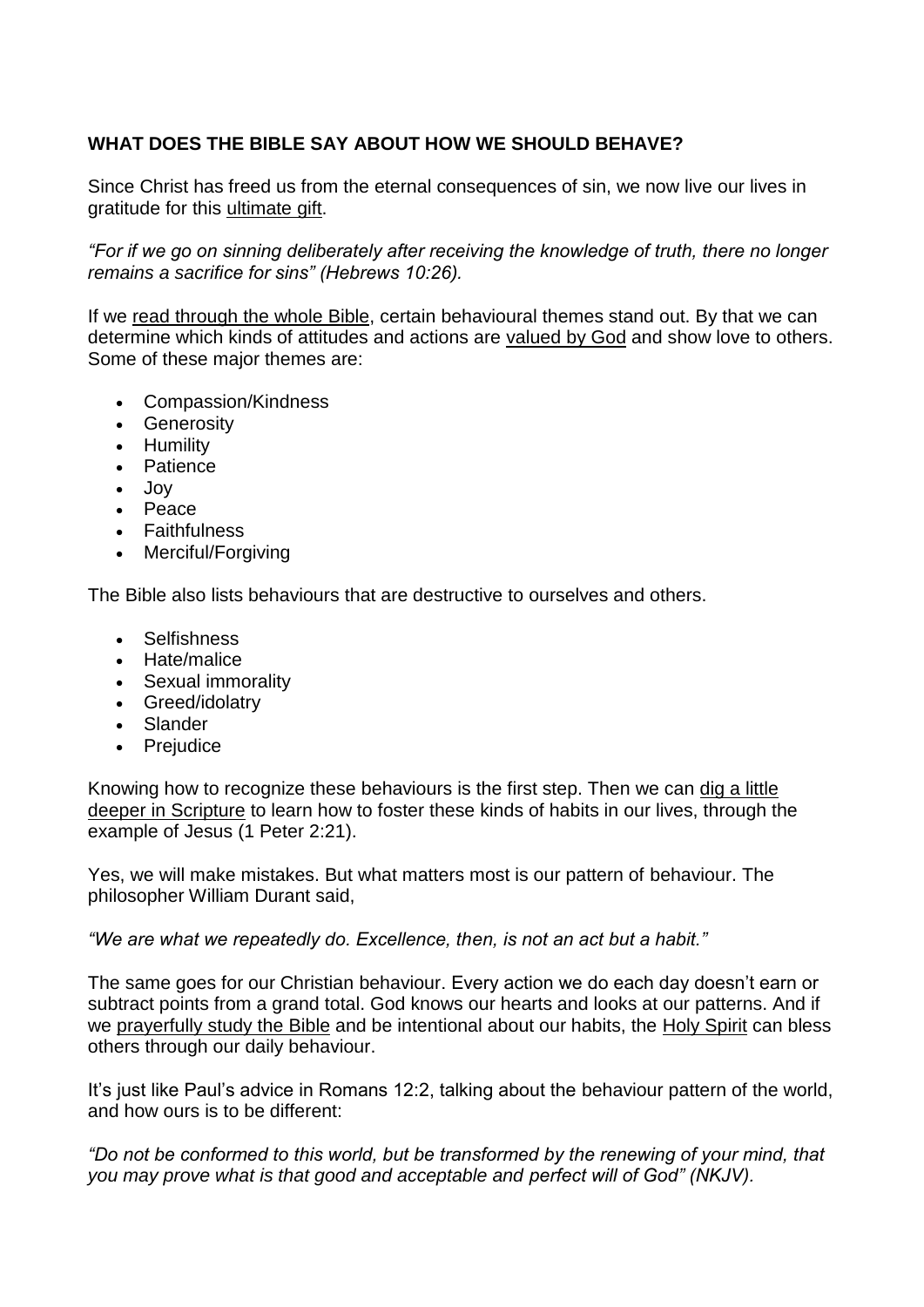**WHAT DOES THE BIBLE SAY ABOUT HOW WE SHOULD BEHAVE?**

Since Christ has freed us from the eternal consequences of sin, we now live our lives in gratitude for this ultimate gift.

*"For if we go on sinning deliberately after receiving the knowledge of truth, there no longer remains a sacrifice for sins" (Hebrews 10:26).*

If we read through the whole Bible, certain behavioural themes stand out. By that we can determine which kinds of attitudes and actions are valued by God and show love to others. Some of these major themes are:

- Compassion/Kindness
- Generosity
- Humility
- Patience
- Joy
- Peace
- Faithfulness
- Merciful/Forgiving

The Bible also lists behaviours that are destructive to ourselves and others.

- Selfishness
- Hate/malice
- Sexual immorality
- Greed/idolatry
- Slander
- Prejudice

Knowing how to recognize these behaviours is the first step. Then we can dig a little deeper in Scripture to learn how to foster these kinds of habits in our lives, through the example of Jesus (1 Peter 2:21).

Yes, we will make mistakes. But what matters most is our pattern of behaviour. The philosopher William Durant said,

*"We are what we repeatedly do. Excellence, then, is not an act but a habit."*

The same goes for our Christian behaviour. Every action we do each day doesn't earn or subtract points from a grand total. God knows our hearts and looks at our patterns. And if we prayerfully study the Bible and be intentional about our habits, the Holy Spirit can bless others through our daily behaviour.

It's just like Paul's advice in Romans 12:2, talking about the behaviour pattern of the world, and how ours is to be different:

*"Do not be conformed to this world, but be transformed by the renewing of your mind, that you may prove what is that good and acceptable and perfect will of God" (NKJV).*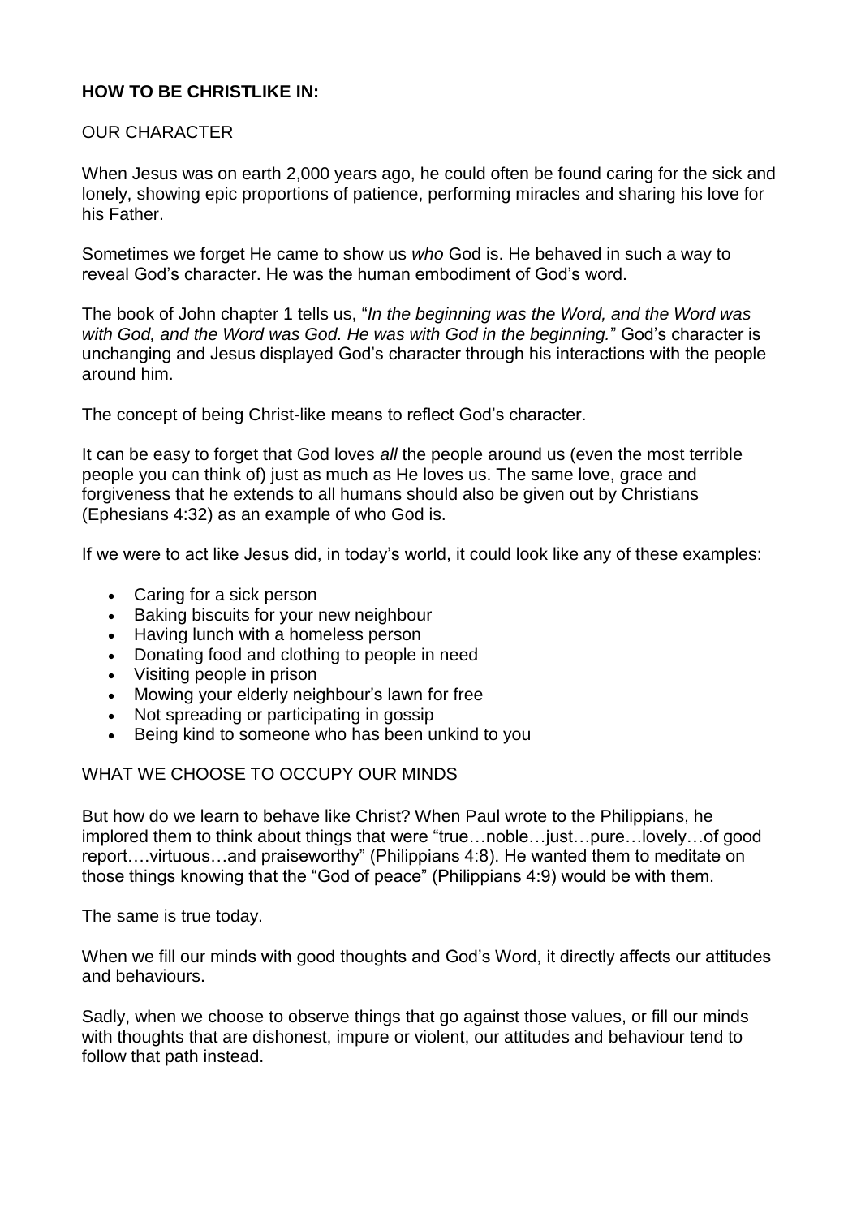**HOW TO BE CHRISTLIKE IN:**

OUR CHARACTER

When Jesus was on earth 2,000 years ago, he could often be found caring for the sick and lonely, showing epic proportions of patience, performing miracles and sharing his love for his Father.

Sometimes we forget He came to show us *who* God is. He behaved in such a way to reveal God's character. He was the human embodiment of God's word.

The book of John chapter 1 tells us, "*In the beginning was the Word, and the Word was with God, and the Word was God. He was with God in the beginning.*" God's character is unchanging and Jesus displayed God's character through his interactions with the people around him.

The concept of being Christ-like means to reflect God's character.

It can be easy to forget that God loves *all* the people around us (even the most terrible people you can think of) just as much as He loves us. The same love, grace and forgiveness that he extends to all humans should also be given out by Christians (Ephesians 4:32) as an example of who God is.

If we were to act like Jesus did, in today's world, it could look like any of these examples:

- Caring for a sick person
- Baking biscuits for your new neighbour
- Having lunch with a homeless person
- Donating food and clothing to people in need
- Visiting people in prison
- Mowing your elderly neighbour's lawn for free
- Not spreading or participating in gossip
- Being kind to someone who has been unkind to you

WHAT WE CHOOSE TO OCCUPY OUR MINDS

But how do we learn to behave like Christ? When Paul wrote to the Philippians, he implored them to think about things that were "true…noble…just…pure…lovely…of good report….virtuous…and praiseworthy" (Philippians 4:8). He wanted them to meditate on those things knowing that the "God of peace" (Philippians 4:9) would be with them.

The same is true today.

When we fill our minds with good thoughts and God's Word, it directly affects our attitudes and behaviours.

Sadly, when we choose to observe things that go against those values, or fill our minds with thoughts that are dishonest, impure or violent, our attitudes and behaviour tend to follow that path instead.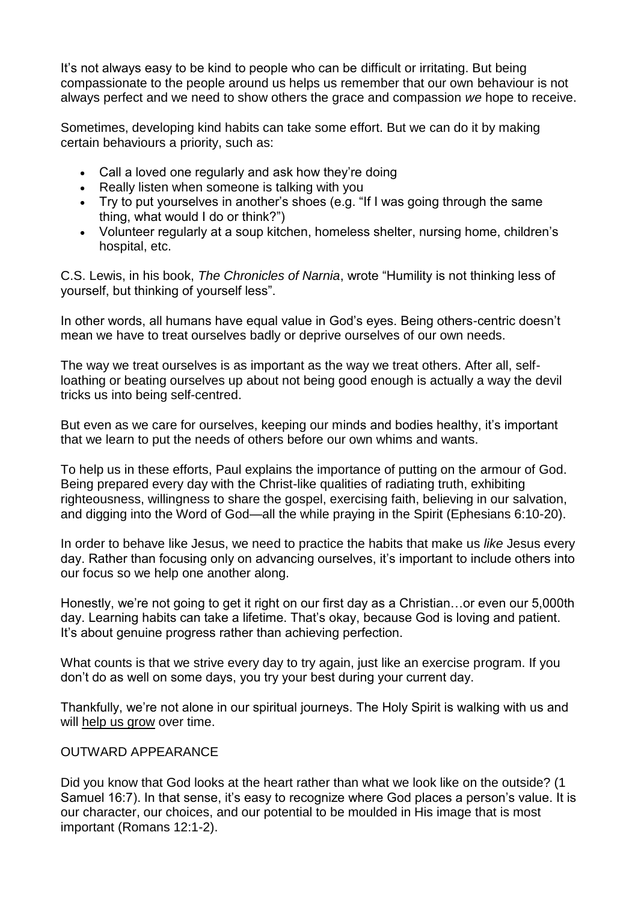It's not always easy to be kind to people who can be difficult or irritating. But being compassionate to the people around us helps us remember that our own behaviour is not always perfect and we need to show others the grace and compassion *we* hope to receive.

Sometimes, developing kind habits can take some effort. But we can do it by making certain behaviours a priority, such as:

- Call a loved one regularly and ask how they're doing
- Really listen when someone is talking with you
- Try to put yourselves in another's shoes (e.g. "If I was going through the same thing, what would I do or think?")
- Volunteer regularly at a soup kitchen, homeless shelter, nursing home, children's hospital, etc.

C.S. Lewis, in his book, *The Chronicles of Narnia*, wrote "Humility is not thinking less of yourself, but thinking of yourself less".

In other words, all humans have equal value in God's eyes. Being others-centric doesn't mean we have to treat ourselves badly or deprive ourselves of our own needs.

The way we treat ourselves is as important as the way we treat others. After all, self-loathing or beating ourselves up about not being good enough is actually a way the devil tricks us into being self-centred.

But even as we care for ourselves, keeping our minds and bodies healthy, it's important that we learn to put the needs of others before our own whims and wants.

To help us in these efforts, Paul explains the importance of putting on the armour of God. Being prepared every day with the Christ-like qualities of radiating truth, exhibiting righteousness, willingness to share the gospel, exercising faith, believing in our salvation, and digging into the Word of God—all the while praying in the Spirit (Ephesians 6:10-20).

In order to behave like Jesus, we need to practice the habits that make us *like* Jesus every day. Rather than focusing only on advancing ourselves, it's important to include others into our focus so we help one another along.

Honestly, we're not going to get it right on our first day as a Christian…or even our 5,000th day. Learning habits can take a lifetime. That's okay, because God is loving and patient. It's about genuine progress rather than achieving perfection.

What counts is that we strive every day to try again, just like an exercise program. If you don't do as well on some days, you try your best during your current day.

Thankfully, we're not alone in our spiritual journeys. The Holy Spirit is walking with us and will help us grow over time.

OUTWARD APPEARANCE

Did you know that God looks at the heart rather than what we look like on the outside? (1 Samuel 16:7). In that sense, it's easy to recognize where God places a person's value. It is our character, our choices, and our potential to be moulded in His image that is most important (Romans 12:1-2).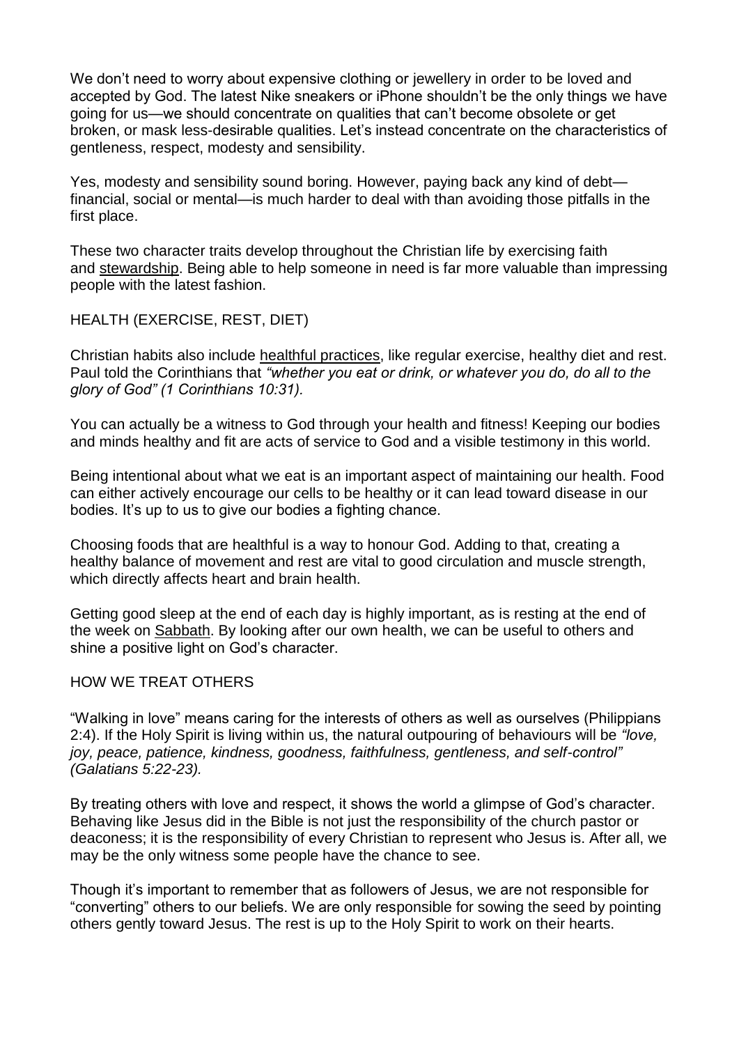We don't need to worry about expensive clothing or jewellery in order to be loved and accepted by God. The latest Nike sneakers or iPhone shouldn't be the only things we have going for us—we should concentrate on qualities that can't become obsolete or get broken, or mask less-desirable qualities. Let's instead concentrate on the characteristics of gentleness, respect, modesty and sensibility.

Yes, modesty and sensibility sound boring. However, paying back any kind of debt—financial, social or mental—is much harder to deal with than avoiding those pitfalls in the first place.

These two character traits develop throughout the Christian life by exercising faith and stewardship. Being able to help someone in need is far more valuable than impressing people with the latest fashion.

## HEALTH (EXERCISE, REST, DIET)

Christian habits also include healthful practices, like regular exercise, healthy diet and rest. Paul told the Corinthians that *"whether you eat or drink, or whatever you do, do all to the glory of God" (1 Corinthians 10:31).*

You can actually be a witness to God through your health and fitness! Keeping our bodies and minds healthy and fit are acts of service to God and a visible testimony in this world.

Being intentional about what we eat is an important aspect of maintaining our health. Food can either actively encourage our cells to be healthy or it can lead toward disease in our bodies. It's up to us to give our bodies a fighting chance.

Choosing foods that are healthful is a way to honour God. Adding to that, creating a healthy balance of movement and rest are vital to good circulation and muscle strength, which directly affects heart and brain health.

Getting good sleep at the end of each day is highly important, as is resting at the end of the week on Sabbath. By looking after our own health, we can be useful to others and shine a positive light on God's character.

## HOW WE TREAT OTHERS

"Walking in love" means caring for the interests of others as well as ourselves (Philippians 2:4). If the Holy Spirit is living within us, the natural outpouring of behaviours will be *"love, joy, peace, patience, kindness, goodness, faithfulness, gentleness, and self-control" (Galatians 5:22-23).*

By treating others with love and respect, it shows the world a glimpse of God's character. Behaving like Jesus did in the Bible is not just the responsibility of the church pastor or deaconess; it is the responsibility of every Christian to represent who Jesus is. After all, we may be the only witness some people have the chance to see.

Though it's important to remember that as followers of Jesus, we are not responsible for "converting" others to our beliefs. We are only responsible for sowing the seed by pointing others gently toward Jesus. The rest is up to the Holy Spirit to work on their hearts.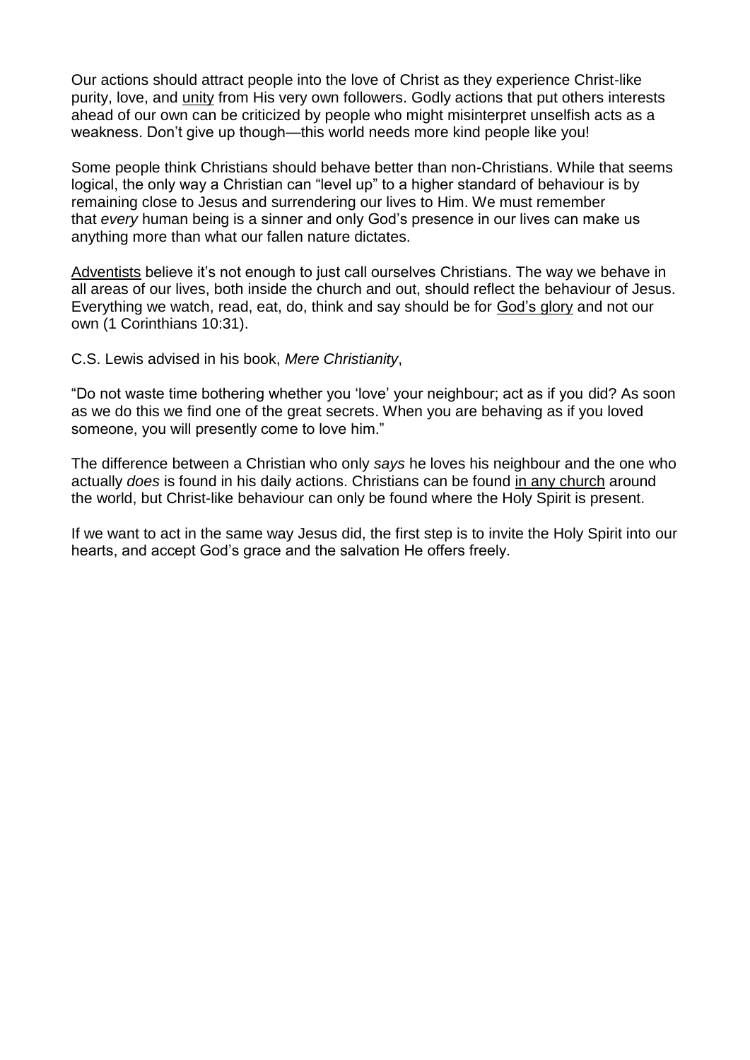Our actions should attract people into the love of Christ as they experience Christ-like purity, love, and unity from His very own followers. Godly actions that put others interests ahead of our own can be criticized by people who might misinterpret unselfish acts as a weakness. Don't give up though—this world needs more kind people like you!

Some people think Christians should behave better than non-Christians. While that seems logical, the only way a Christian can "level up" to a higher standard of behaviour is by remaining close to Jesus and surrendering our lives to Him. We must remember that *every* human being is a sinner and only God's presence in our lives can make us anything more than what our fallen nature dictates.

Adventists believe it's not enough to just call ourselves Christians. The way we behave in all areas of our lives, both inside the church and out, should reflect the behaviour of Jesus. Everything we watch, read, eat, do, think and say should be for God's glory and not our own (1 Corinthians 10:31).

C.S. Lewis advised in his book, *Mere Christianity*,

"Do not waste time bothering whether you 'love' your neighbour; act as if you did? As soon as we do this we find one of the great secrets. When you are behaving as if you loved someone, you will presently come to love him."

The difference between a Christian who only *says* he loves his neighbour and the one who actually *does* is found in his daily actions. Christians can be found in any church around the world, but Christ-like behaviour can only be found where the Holy Spirit is present.

If we want to act in the same way Jesus did, the first step is to invite the Holy Spirit into our hearts, and accept God's grace and the salvation He offers freely.